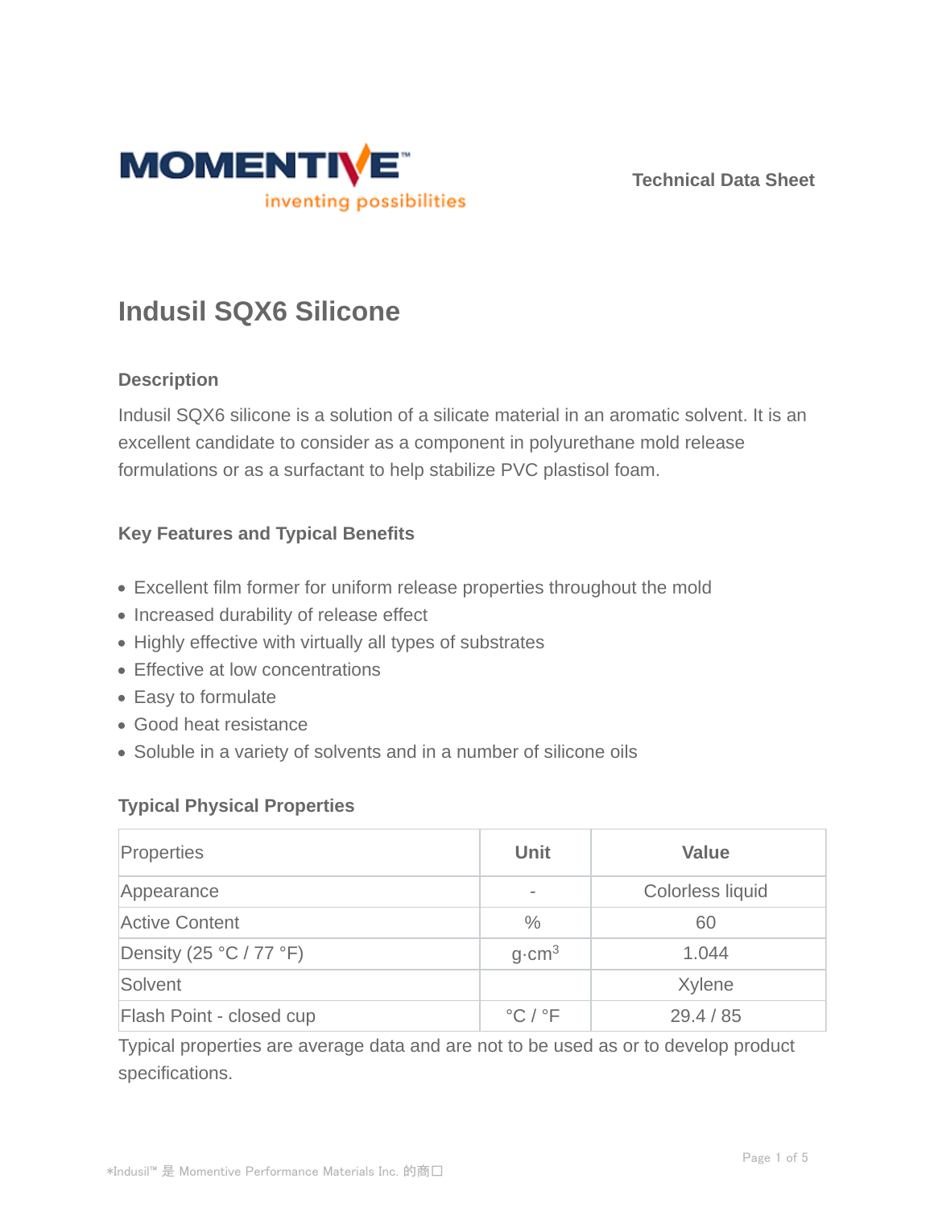Technical Data Sheet

# Indusil SQX6 Silicone

## Description

Indusil SQX6 silicone is a solution of a silicate material in an aromatic solvent. It is an excellent candidate to consider as a component in polyurethane mold release formulations or as a surfactant to help stabilize PVC plastisol foam.

## Key Features and Typical Benefits

- Excellent film former for uniform release properties throughout the mold
- Increased durability of release effect
- Highly effective with virtually all types of substrates
- Effective at low concentrations
- Easy to formulate
- Good heat resistance
- Soluble in a variety of solvents and in a number of silicone oils

## Typical Physical Properties

| Properties | Unit | Value |
|---|---|---|
| Appearance | - | Colorless liquid |
| Active Content | % | 60 |
| Density (25 °C / 77 °F) | $g{\cdot}cm^3$ | 1.044 |
| Solvent | | Xylene |
| Flash Point - closed cup | °C / °F | 29.4 / 85 |

Typical properties are average data and are not to be used as or to develop product specifications.

*Indusil™ 是 Momentive Performance Materials Inc. 的商口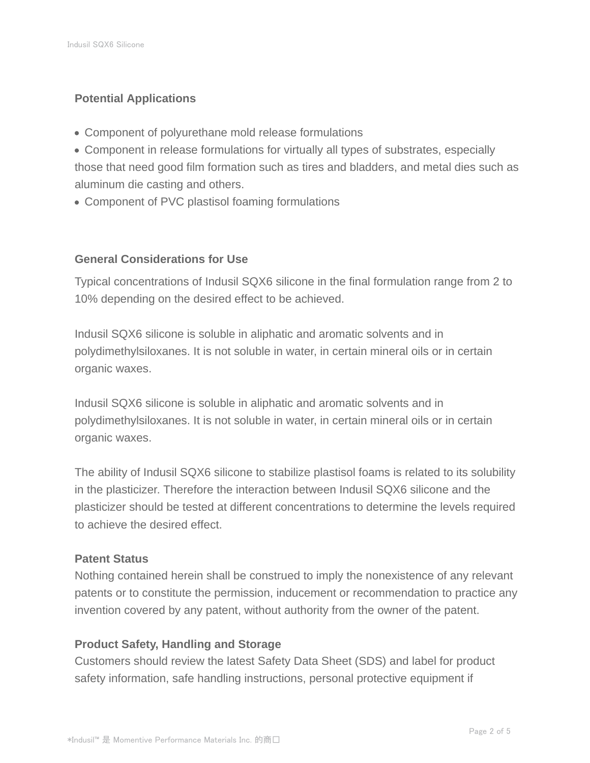## Potential Applications

- Component of polyurethane mold release formulations
- Component in release formulations for virtually all types of substrates, especially those that need good film formation such as tires and bladders, and metal dies such as aluminum die casting and others.
- Component of PVC plastisol foaming formulations

## General Considerations for Use

Typical concentrations of Indusil SQX6 silicone in the final formulation range from 2 to 10% depending on the desired effect to be achieved.

Indusil SQX6 silicone is soluble in aliphatic and aromatic solvents and in polydimethylsiloxanes. It is not soluble in water, in certain mineral oils or in certain organic waxes.

Indusil SQX6 silicone is soluble in aliphatic and aromatic solvents and in polydimethylsiloxanes. It is not soluble in water, in certain mineral oils or in certain organic waxes.

The ability of Indusil SQX6 silicone to stabilize plastisol foams is related to its solubility in the plasticizer. Therefore the interaction between Indusil SQX6 silicone and the plasticizer should be tested at different concentrations to determine the levels required to achieve the desired effect.

## Patent Status

Nothing contained herein shall be construed to imply the nonexistence of any relevant patents or to constitute the permission, inducement or recommendation to practice any invention covered by any patent, without authority from the owner of the patent.

## Product Safety, Handling and Storage

Customers should review the latest Safety Data Sheet (SDS) and label for product safety information, safe handling instructions, personal protective equipment if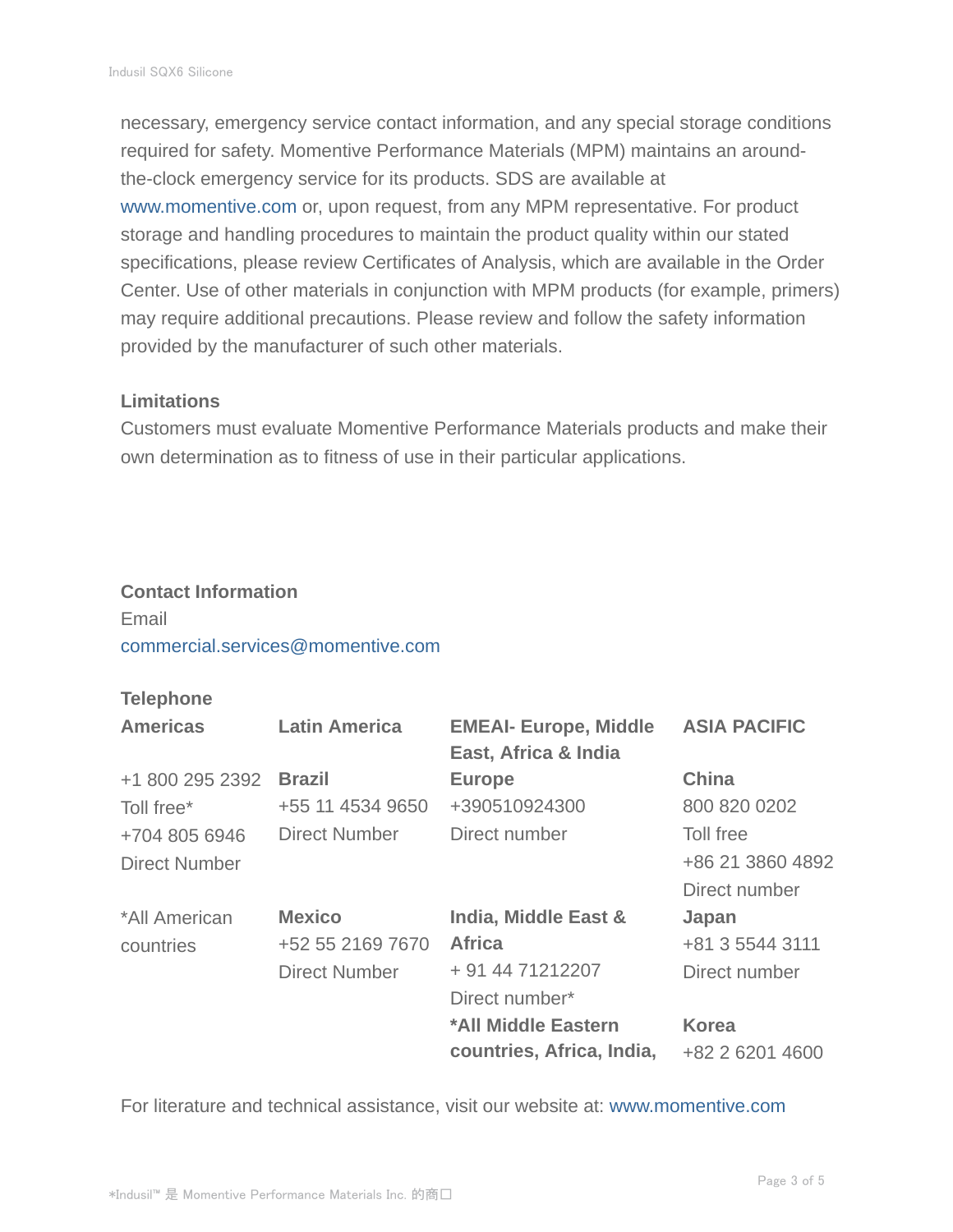necessary, emergency service contact information, and any special storage conditions required for safety. Momentive Performance Materials (MPM) maintains an around-the-clock emergency service for its products. SDS are available at www.momentive.com or, upon request, from any MPM representative. For product storage and handling procedures to maintain the product quality within our stated specifications, please review Certificates of Analysis, which are available in the Order Center. Use of other materials in conjunction with MPM products (for example, primers) may require additional precautions. Please review and follow the safety information provided by the manufacturer of such other materials.

### Limitations

Customers must evaluate Momentive Performance Materials products and make their own determination as to fitness of use in their particular applications.

### Contact Information

Email
commercial.services@momentive.com

**Telephone**

| **Americas** | **Latin America** | **EMEAI- Europe, Middle East, Africa & India** | **ASIA PACIFIC** |
|---|---|---|---|
| +1 800 295 2392<br>Toll free*<br>+704 805 6946<br>Direct Number | **Brazil**<br>+55 11 4534 9650<br>Direct Number | **Europe**<br>+390510924300<br>Direct number | **China**<br>800 820 0202<br>Toll free<br>+86 21 3860 4892<br>Direct number |
| *All American countries | **Mexico**<br>+52 55 2169 7670<br>Direct Number | **India, Middle East & Africa**<br>+ 91 44 71212207<br>Direct number* | **Japan**<br>+81 3 5544 3111<br>Direct number |
| | | ***All Middle Eastern countries, Africa, India,** | **Korea**<br>+82 2 6201 4600 |

For literature and technical assistance, visit our website at: www.momentive.com

*Indusil™ 是 Momentive Performance Materials Inc. 的商口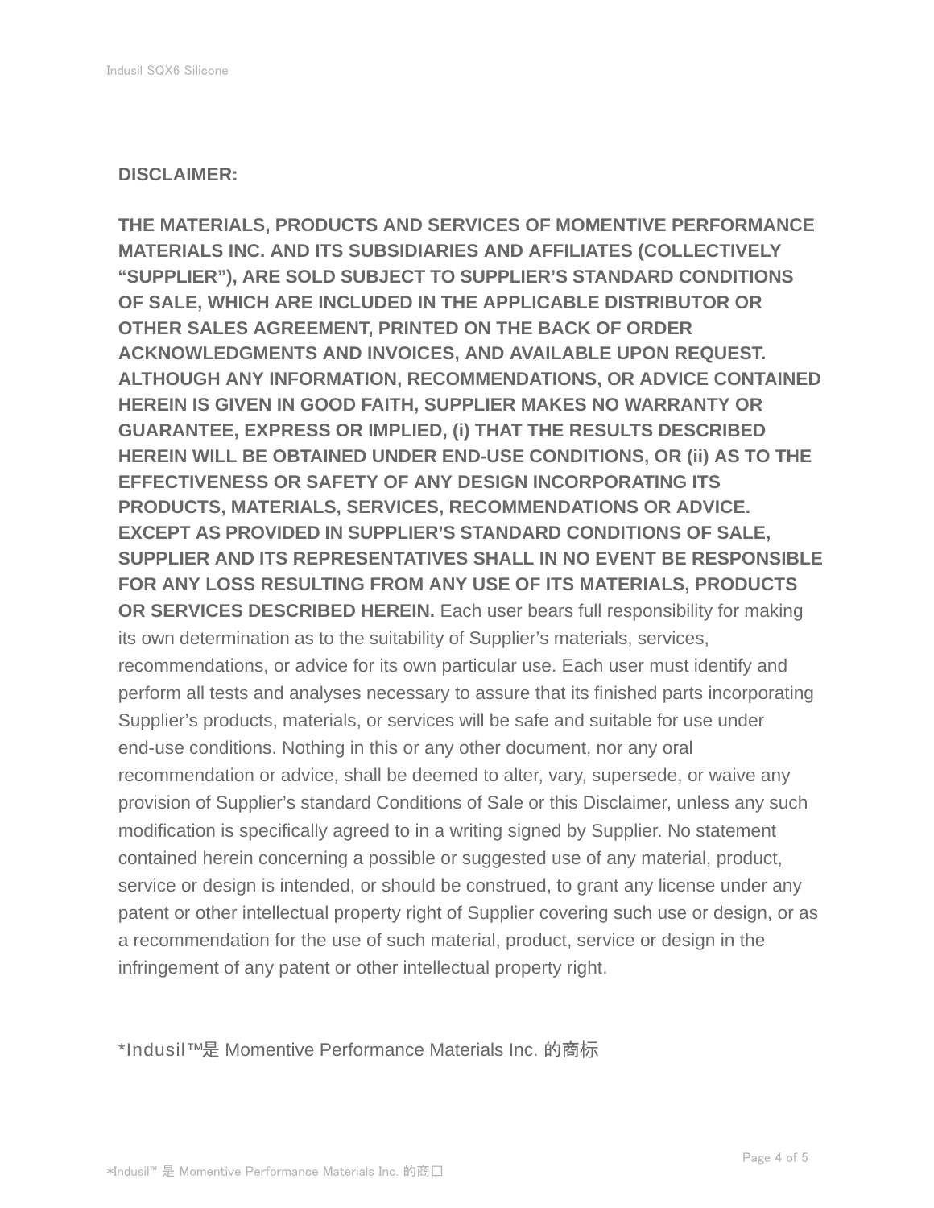**DISCLAIMER:**

**THE MATERIALS, PRODUCTS AND SERVICES OF MOMENTIVE PERFORMANCE MATERIALS INC. AND ITS SUBSIDIARIES AND AFFILIATES (COLLECTIVELY "SUPPLIER"), ARE SOLD SUBJECT TO SUPPLIER'S STANDARD CONDITIONS OF SALE, WHICH ARE INCLUDED IN THE APPLICABLE DISTRIBUTOR OR OTHER SALES AGREEMENT, PRINTED ON THE BACK OF ORDER ACKNOWLEDGMENTS AND INVOICES, AND AVAILABLE UPON REQUEST. ALTHOUGH ANY INFORMATION, RECOMMENDATIONS, OR ADVICE CONTAINED HEREIN IS GIVEN IN GOOD FAITH, SUPPLIER MAKES NO WARRANTY OR GUARANTEE, EXPRESS OR IMPLIED, (i) THAT THE RESULTS DESCRIBED HEREIN WILL BE OBTAINED UNDER END-USE CONDITIONS, OR (ii) AS TO THE EFFECTIVENESS OR SAFETY OF ANY DESIGN INCORPORATING ITS PRODUCTS, MATERIALS, SERVICES, RECOMMENDATIONS OR ADVICE. EXCEPT AS PROVIDED IN SUPPLIER'S STANDARD CONDITIONS OF SALE, SUPPLIER AND ITS REPRESENTATIVES SHALL IN NO EVENT BE RESPONSIBLE FOR ANY LOSS RESULTING FROM ANY USE OF ITS MATERIALS, PRODUCTS OR SERVICES DESCRIBED HEREIN.** Each user bears full responsibility for making its own determination as to the suitability of Supplier's materials, services, recommendations, or advice for its own particular use. Each user must identify and perform all tests and analyses necessary to assure that its finished parts incorporating Supplier's products, materials, or services will be safe and suitable for use under end-use conditions. Nothing in this or any other document, nor any oral recommendation or advice, shall be deemed to alter, vary, supersede, or waive any provision of Supplier's standard Conditions of Sale or this Disclaimer, unless any such modification is specifically agreed to in a writing signed by Supplier. No statement contained herein concerning a possible or suggested use of any material, product, service or design is intended, or should be construed, to grant any license under any patent or other intellectual property right of Supplier covering such use or design, or as a recommendation for the use of such material, product, service or design in the infringement of any patent or other intellectual property right.

*Indusil™是 Momentive Performance Materials Inc. 的商标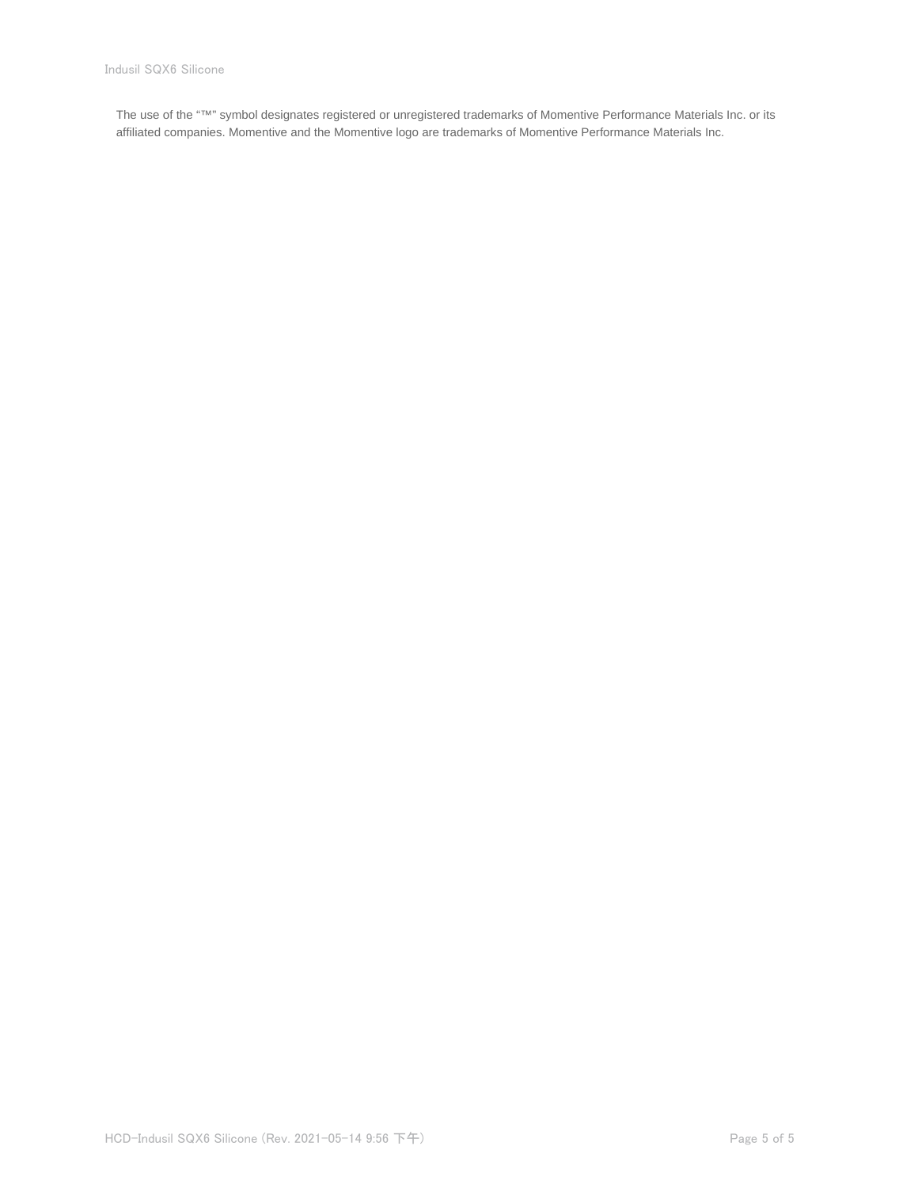The use of the "™" symbol designates registered or unregistered trademarks of Momentive Performance Materials Inc. or its affiliated companies. Momentive and the Momentive logo are trademarks of Momentive Performance Materials Inc.